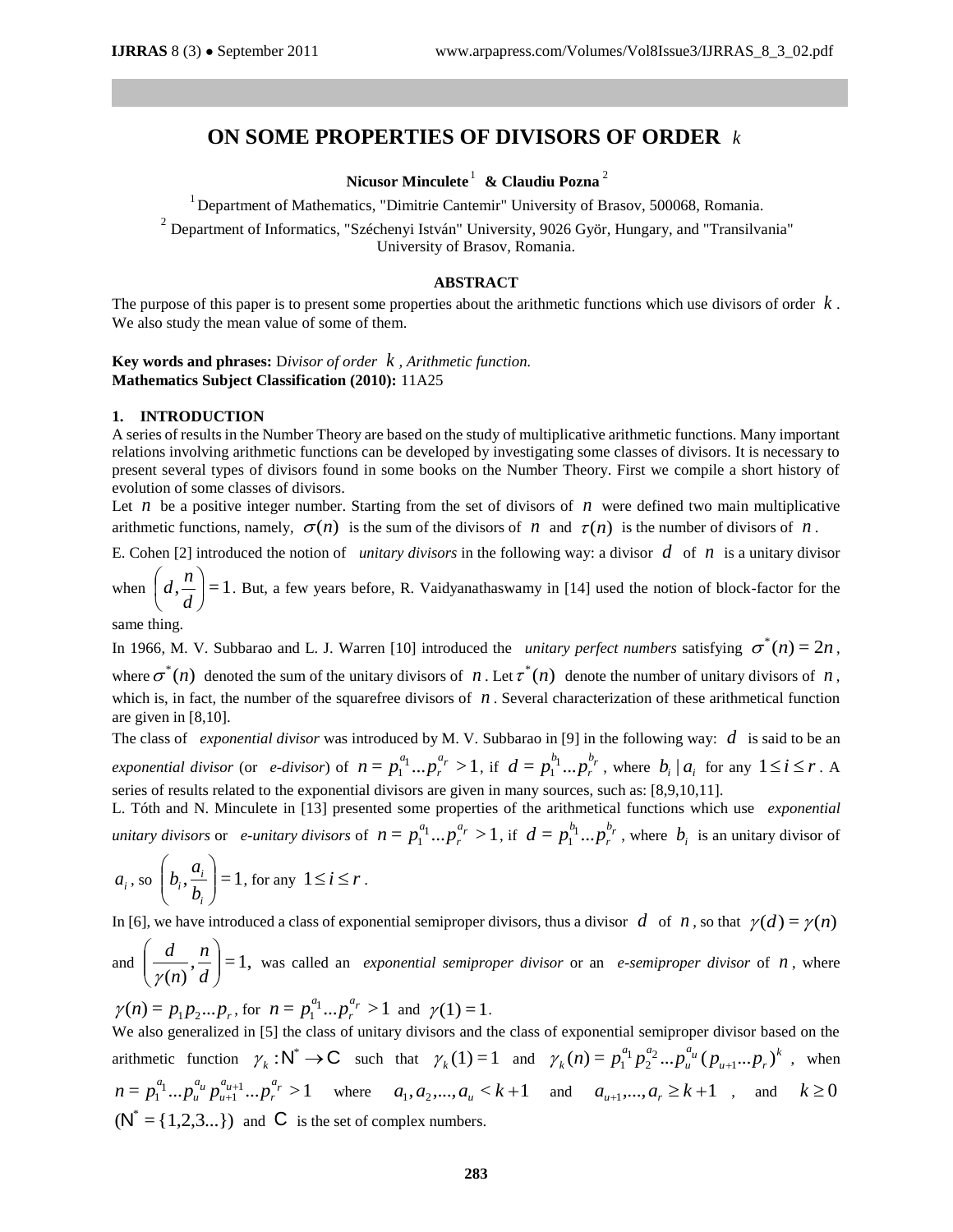# ON SOME PROPERTIES OF DIVISORS OF ORDER $k$

**Nicusor Minculete**[1] **& Claudiu Pozna**[2]

[1] Department of Mathematics, "Dimitrie Cantemir" University of Brasov, 500068, Romania.

[2] Department of Informatics, "Széchenyi István" University, 9026 Györ, Hungary, and "Transilvania" University of Brasov, Romania.

## ABSTRACT

The purpose of this paper is to present some properties about the arithmetic functions which use divisors of order $k$. We also study the mean value of some of them.

**Key words and phrases:** D*ivisor of order $k$, Arithmetic function.*
**Mathematics Subject Classification (2010):** 11A25

## 1. INTRODUCTION

A series of results in the Number Theory are based on the study of multiplicative arithmetic functions. Many important relations involving arithmetic functions can be developed by investigating some classes of divisors. It is necessary to present several types of divisors found in some books on the Number Theory. First we compile a short history of evolution of some classes of divisors.

Let $n$ be a positive integer number. Starting from the set of divisors of $n$ were defined two main multiplicative arithmetic functions, namely, $\sigma(n)$ is the sum of the divisors of $n$ and $\tau(n)$ is the number of divisors of $n$.

E. Cohen [2] introduced the notion of *unitary divisors* in the following way: a divisor $d$ of $n$ is a unitary divisor when $\left(d, \frac{n}{d}\right) = 1$. But, a few years before, R. Vaidyanathaswamy in [14] used the notion of block-factor for the same thing.

In 1966, M. V. Subbarao and L. J. Warren [10] introduced the *unitary perfect numbers* satisfying $\sigma^*(n) = 2n$, where $\sigma^*(n)$ denoted the sum of the unitary divisors of $n$. Let $\tau^*(n)$ denote the number of unitary divisors of $n$, which is, in fact, the number of the squarefree divisors of $n$. Several characterization of these arithmetical function are given in [8,10].

The class of *exponential divisor* was introduced by M. V. Subbarao in [9] in the following way: $d$ is said to be an *exponential divisor* (or *e-divisor*) of $n = p_1^{a_1}...p_r^{a_r} > 1$, if $d = p_1^{b_1}...p_r^{b_r}$, where $b_i \mid a_i$ for any $1 \le i \le r$. A series of results related to the exponential divisors are given in many sources, such as: [8,9,10,11].

L. Tóth and N. Minculete in [13] presented some properties of the arithmetical functions which use *exponential unitary divisors* or *e-unitary divisors* of $n = p_1^{a_1}...p_r^{a_r} > 1$, if $d = p_1^{b_1}...p_r^{b_r}$, where $b_i$ is an unitary divisor of $a_i$, so $\left(b_i, \frac{a_i}{b_i}\right) = 1$, for any $1 \le i \le r$.

In [6], we have introduced a class of exponential semiproper divisors, thus a divisor $d$ of $n$, so that $\gamma(d) = \gamma(n)$ and $\left(\frac{d}{\gamma(n)}, \frac{n}{d}\right) = 1,$ was called an *exponential semiproper divisor* or an *e-semiproper divisor* of $n$, where $\gamma(n) = p_1 p_2 ... p_r$, for $n = p_1^{a_1}...p_r^{a_r} > 1$ and $\gamma(1) = 1$.

We also generalized in [5] the class of unitary divisors and the class of exponential semiproper divisor based on the arithmetic function $\gamma_k : \mathbb{N}^* \to \mathbb{C}$ such that $\gamma_k(1) = 1$ and $\gamma_k(n) = p_1^{a_1} p_2^{a_2} ... p_u^{a_u} (p_{u+1}...p_r)^k$, when $n = p_1^{a_1}...p_u^{a_u} p_{u+1}^{a_{u+1}}...p_r^{a_r} > 1$ where $a_1, a_2, ..., a_u < k+1$ and $a_{u+1}, ..., a_r \ge k+1$, and $k \ge 0$ $(\mathbb{N}^* = \{1,2,3...\})$ and $\mathbb{C}$ is the set of complex numbers.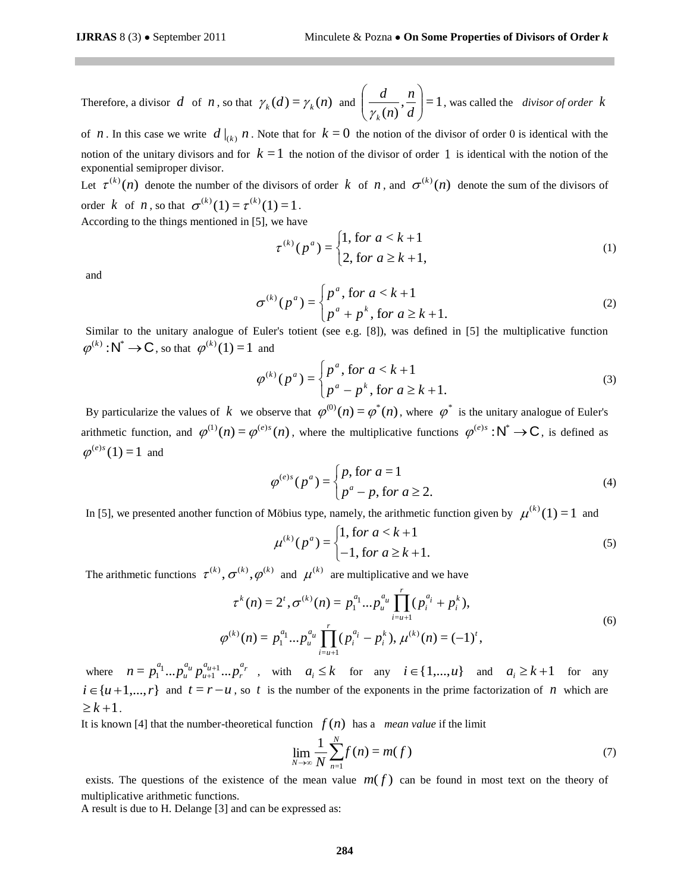Therefore, a divisor $d$ of $n$, so that $\gamma_k(d) = \gamma_k(n)$ and $\left(\frac{d}{\gamma_k(n)}, \frac{n}{d}\right) = 1$, was called the *divisor of order* $k$ of $n$. In this case we write $d\,|_{(k)}\, n$. Note that for $k = 0$ the notion of the divisor of order 0 is identical with the notion of the unitary divisors and for $k = 1$ the notion of the divisor of order 1 is identical with the notion of the exponential semiproper divisor.

Let $\tau^{(k)}(n)$ denote the number of the divisors of order $k$ of $n$, and $\sigma^{(k)}(n)$ denote the sum of the divisors of order $k$ of $n$, so that $\sigma^{(k)}(1) = \tau^{(k)}(1) = 1$.

According to the things mentioned in [5], we have

$$\tau^{(k)}(p^a) = \begin{cases} 1, \text{ for } a < k+1 \\ 2, \text{ for } a \geq k+1, \end{cases} \tag{1}$$

and

$$\sigma^{(k)}(p^a) = \begin{cases} p^a, \text{ for } a < k+1 \\ p^a + p^k, \text{ for } a \geq k+1. \end{cases} \tag{2}$$

Similar to the unitary analogue of Euler's totient (see e.g. [8]), was defined in [5] the multiplicative function $\varphi^{(k)} : \mathbb{N}^* \to \mathbb{C}$, so that $\varphi^{(k)}(1) = 1$ and

$$\varphi^{(k)}(p^a) = \begin{cases} p^a, \text{ for } a < k+1 \\ p^a - p^k, \text{ for } a \geq k+1. \end{cases} \tag{3}$$

By particularize the values of $k$ we observe that $\varphi^{(0)}(n) = \varphi^*(n)$, where $\varphi^*$ is the unitary analogue of Euler's arithmetic function, and $\varphi^{(1)}(n) = \varphi^{(e)s}(n)$, where the multiplicative functions $\varphi^{(e)s} : \mathbb{N}^* \to \mathbb{C}$, is defined as $\varphi^{(e)s}(1) = 1$ and

$$\varphi^{(e)s}(p^a) = \begin{cases} p, \text{ for } a = 1 \\ p^a - p, \text{ for } a \geq 2. \end{cases} \tag{4}$$

In [5], we presented another function of Möbius type, namely, the arithmetic function given by $\mu^{(k)}(1) = 1$ and

$$\mu^{(k)}(p^a) = \begin{cases} 1, \text{ for } a < k+1 \\ -1, \text{ for } a \geq k+1. \end{cases} \tag{5}$$

The arithmetic functions $\tau^{(k)}, \sigma^{(k)}, \varphi^{(k)}$ and $\mu^{(k)}$ are multiplicative and we have

$$\begin{gathered} \tau^k(n) = 2^t, \sigma^{(k)}(n) = p_1^{a_1} \ldots p_u^{a_u} \prod_{i=u+1}^{r} (p_i^{a_i} + p_i^k), \\ \varphi^{(k)}(n) = p_1^{a_1} \ldots p_u^{a_u} \prod_{i=u+1}^{r} (p_i^{a_i} - p_i^k), \; \mu^{(k)}(n) = (-1)^t, \end{gathered} \tag{6}$$

where $n = p_1^{a_1} \ldots p_u^{a_u} p_{u+1}^{a_{u+1}} \ldots p_r^{a_r}$, with $a_i \leq k$ for any $i \in \{1, \ldots, u\}$ and $a_i \geq k+1$ for any $i \in \{u+1, \ldots, r\}$ and $t = r - u$, so $t$ is the number of the exponents in the prime factorization of $n$ which are $\geq k+1$.

It is known [4] that the number-theoretical function $f(n)$ has a *mean value* if the limit

$$\lim_{N \to \infty} \frac{1}{N} \sum_{n=1}^{N} f(n) = m(f) \tag{7}$$

exists. The questions of the existence of the mean value $m(f)$ can be found in most text on the theory of multiplicative arithmetic functions.

A result is due to H. Delange [3] and can be expressed as: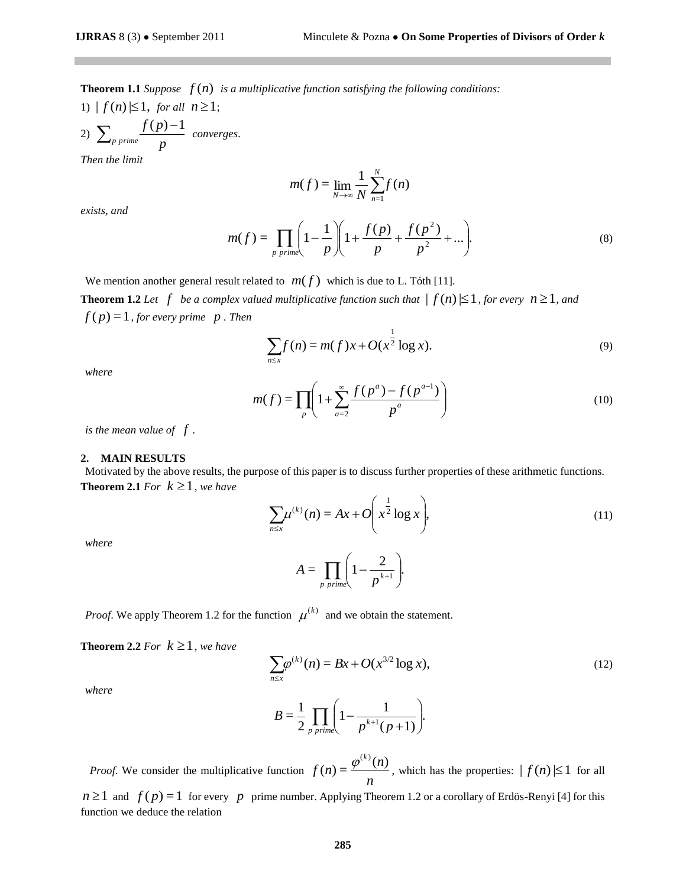**Theorem 1.1** *Suppose* $f(n)$ *is a multiplicative function satisfying the following conditions:*

1) $|f(n)| \leq 1$, *for all* $n \geq 1$;

2) $\sum_{p\ prime} \frac{f(p)-1}{p}$ *converges.*

*Then the limit*

$$m(f) = \lim_{N \to \infty} \frac{1}{N} \sum_{n=1}^{N} f(n)$$

*exists, and*

$$m(f) = \prod_{p\ prime} \left(1 - \frac{1}{p}\right)\left(1 + \frac{f(p)}{p} + \frac{f(p^2)}{p^2} + \ldots\right). \tag{8}$$

We mention another general result related to $m(f)$ which is due to L. Tóth [11].

**Theorem 1.2** *Let* $f$ *be a complex valued multiplicative function such that* $|f(n)| \leq 1$, *for every* $n \geq 1$, *and* $f(p) = 1$, *for every prime* $p$. *Then*

$$\sum_{n \leq x} f(n) = m(f)x + O(x^{\frac{1}{2}} \log x). \tag{9}$$

*where*

$$m(f) = \prod_{p} \left(1 + \sum_{a=2}^{\infty} \frac{f(p^a) - f(p^{a-1})}{p^a}\right) \tag{10}$$

*is the mean value of* $f$.

## 2. MAIN RESULTS

Motivated by the above results, the purpose of this paper is to discuss further properties of these arithmetic functions.

**Theorem 2.1** *For* $k \geq 1$, *we have*

$$\sum_{n \leq x} \mu^{(k)}(n) = Ax + O\left(x^{\frac{1}{2}} \log x\right), \tag{11}$$

*where*

$$A = \prod_{p\ prime} \left(1 - \frac{2}{p^{k+1}}\right).$$

*Proof*. We apply Theorem 1.2 for the function $\mu^{(k)}$ and we obtain the statement.

**Theorem 2.2** *For* $k \geq 1$, *we have*

$$\sum_{n \leq x} \varphi^{(k)}(n) = Bx + O(x^{3/2} \log x), \tag{12}$$

*where*

$$B = \frac{1}{2} \prod_{p\ prime} \left(1 - \frac{1}{p^{k+1}(p+1)}\right).$$

*Proof.* We consider the multiplicative function $f(n) = \frac{\varphi^{(k)}(n)}{n}$, which has the properties: $|f(n)| \leq 1$ for all $n \geq 1$ and $f(p) = 1$ for every $p$ prime number. Applying Theorem 1.2 or a corollary of Erdös-Renyi [4] for this function we deduce the relation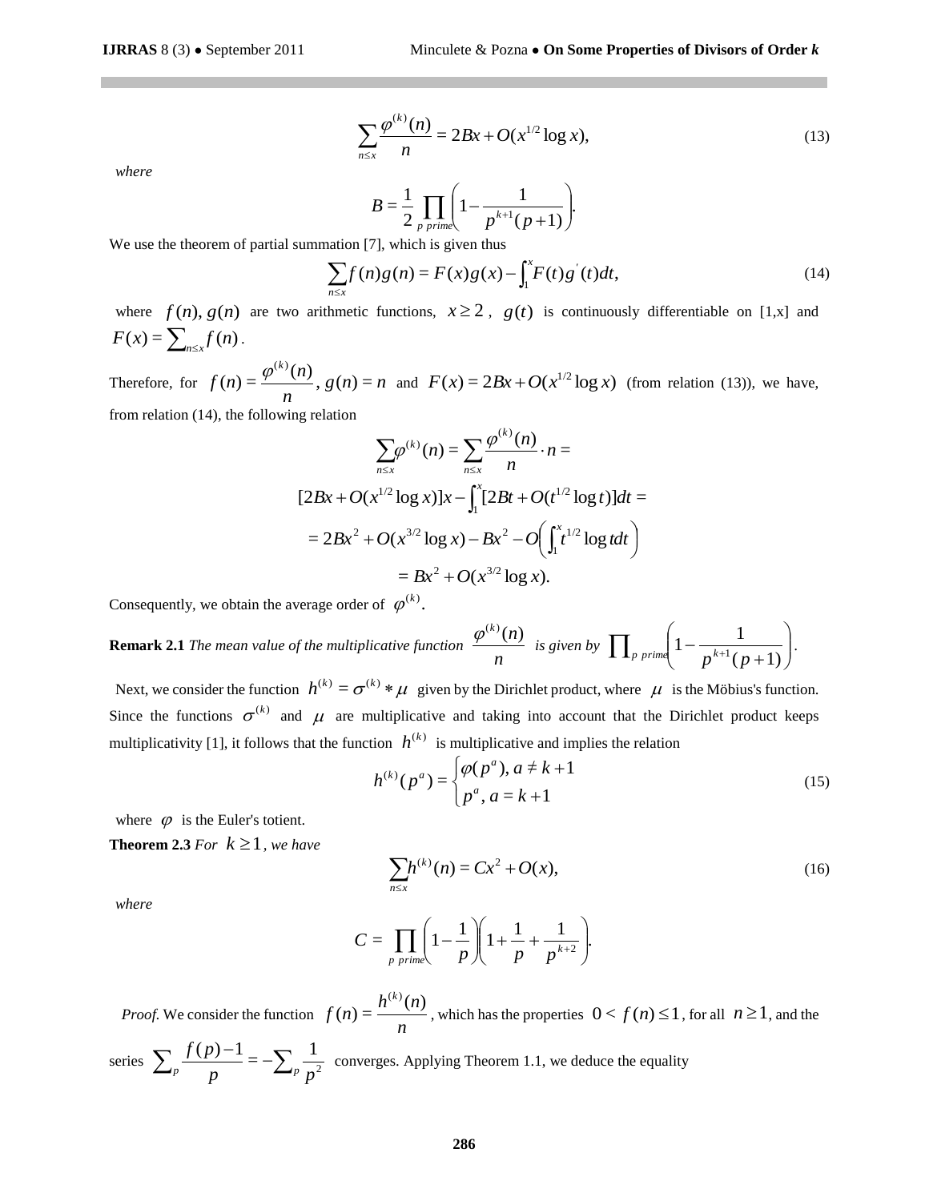$$\sum_{n\leq x}\frac{\varphi^{(k)}(n)}{n} = 2Bx + O(x^{1/2}\log x), \tag{13}$$

*where*

$$B = \frac{1}{2}\prod_{p\ prime}\left(1-\frac{1}{p^{k+1}(p+1)}\right).$$

We use the theorem of partial summation [7], which is given thus

$$\sum_{n\leq x} f(n)g(n) = F(x)g(x) - \int_1^x F(t)g'(t)dt, \tag{14}$$

where $f(n), g(n)$ are two arithmetic functions, $x \geq 2$, $g(t)$ is continuously differentiable on [1,x] and $F(x) = \sum_{n\leq x} f(n)$.

Therefore, for $f(n) = \frac{\varphi^{(k)}(n)}{n}$, $g(n) = n$ and $F(x) = 2Bx + O(x^{1/2}\log x)$ (from relation (13)), we have, from relation (14), the following relation

$$\sum_{n\leq x}\varphi^{(k)}(n) = \sum_{n\leq x}\frac{\varphi^{(k)}(n)}{n}\cdot n =$$

$$[2Bx + O(x^{1/2}\log x)]x - \int_1^x [2Bt + O(t^{1/2}\log t)]dt =$$

$$= 2Bx^2 + O(x^{3/2}\log x) - Bx^2 - O\left(\int_1^x t^{1/2}\log t dt\right)$$

$$= Bx^2 + O(x^{3/2}\log x).$$

Consequently, we obtain the average order of $\varphi^{(k)}$.

**Remark 2.1** *The mean value of the multiplicative function* $\frac{\varphi^{(k)}(n)}{n}$ *is given by* $\prod_{p\ prime}\left(1-\frac{1}{p^{k+1}(p+1)}\right)$.

Next, we consider the function $h^{(k)} = \sigma^{(k)} * \mu$ given by the Dirichlet product, where $\mu$ is the Möbius's function. Since the functions $\sigma^{(k)}$ and $\mu$ are multiplicative and taking into account that the Dirichlet product keeps multiplicativity [1], it follows that the function $h^{(k)}$ is multiplicative and implies the relation

$$h^{(k)}(p^a) = \begin{cases}\varphi(p^a), a \neq k+1 \\ p^a, a = k+1\end{cases} \tag{15}$$

where $\varphi$ is the Euler's totient.

**Theorem 2.3** *For* $k \geq 1$, *we have*

$$\sum_{n\leq x} h^{(k)}(n) = Cx^2 + O(x), \tag{16}$$

*where*

$$C = \prod_{p\ prime}\left(1-\frac{1}{p}\right)\left(1+\frac{1}{p}+\frac{1}{p^{k+2}}\right).$$

*Proof.* We consider the function $f(n) = \frac{h^{(k)}(n)}{n}$, which has the properties $0 < f(n) \leq 1$, for all $n \geq 1$, and the series $\sum_p \frac{f(p)-1}{p} = -\sum_p \frac{1}{p^2}$ converges. Applying Theorem 1.1, we deduce the equality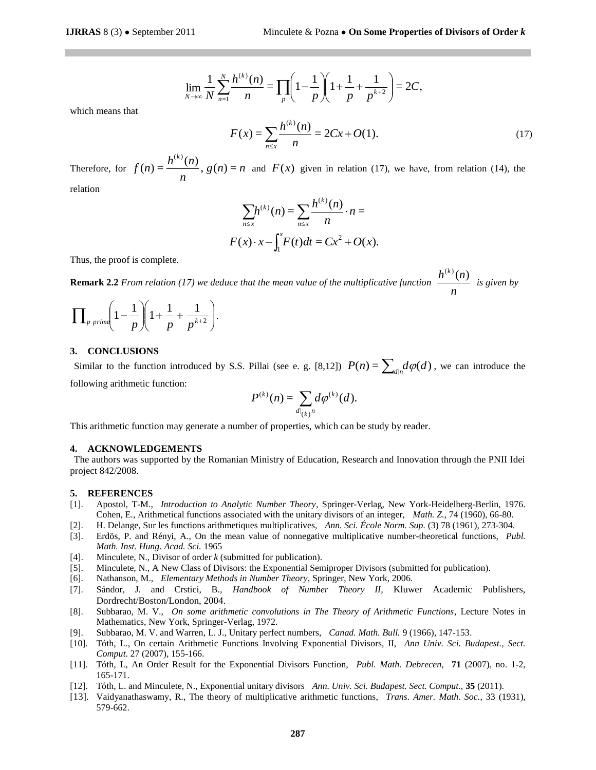$$\lim_{N\to\infty}\frac{1}{N}\sum_{n=1}^{N}\frac{h^{(k)}(n)}{n}=\prod_{p}\left(1-\frac{1}{p}\right)\left(1+\frac{1}{p}+\frac{1}{p^{k+2}}\right)=2C,$$

which means that

$$F(x)=\sum_{n\le x}\frac{h^{(k)}(n)}{n}=2Cx+O(1). \tag{17}$$

Therefore, for $f(n)=\dfrac{h^{(k)}(n)}{n}$, $g(n)=n$ and $F(x)$ given in relation (17), we have, from relation (14), the relation

$$\sum_{n\le x}h^{(k)}(n)=\sum_{n\le x}\frac{h^{(k)}(n)}{n}\cdot n=$$

$$F(x)\cdot x-\int_{1}^{x}F(t)dt=Cx^{2}+O(x).$$

Thus, the proof is complete.

**Remark 2.2** *From relation (17) we deduce that the mean value of the multiplicative function* $\dfrac{h^{(k)}(n)}{n}$ *is given by*

$$\prod_{p\ prime}\left(1-\frac{1}{p}\right)\left(1+\frac{1}{p}+\frac{1}{p^{k+2}}\right).$$

## 3. CONCLUSIONS

Similar to the function introduced by S.S. Pillai (see e. g. [8,12]) $P(n)=\sum_{d|n}d\varphi(d)$, we can introduce the following arithmetic function:

$$P^{(k)}(n)=\sum_{d|_{(k)}n}d\varphi^{(k)}(d).$$

This arithmetic function may generate a number of properties, which can be study by reader.

## 4. ACKNOWLEDGEMENTS

The authors was supported by the Romanian Ministry of Education, Research and Innovation through the PNII Idei project 842/2008.

## 5. REFERENCES

[1]. Apostol, T-M., *Introduction to Analytic Number Theory*, Springer-Verlag, New York-Heidelberg-Berlin, 1976. Cohen, E., Arithmetical functions associated with the unitary divisors of an integer, *Math. Z.*, 74 (1960), 66-80.

[2]. H. Delange, Sur les functions arithmetiques multiplicatives, *Ann. Sci. École Norm. Sup.* (3) 78 (1961), 273-304.

[3]. Erdös, P. and Rényi, A., On the mean value of nonnegative multiplicative number-theoretical functions, *Publ. Math. Inst. Hung. Acad. Sci.* 1965

[4]. Minculete, N., Divisor of order *k* (submitted for publication).

[5]. Minculete, N., A New Class of Divisors: the Exponential Semiproper Divisors (submitted for publication).

[6]. Nathanson, M., *Elementary Methods in Number Theory*, Springer, New York, 2006.

[7]. Sándor, J. and Crstici, B., *Handbook of Number Theory II*, Kluwer Academic Publishers, Dordrecht/Boston/London, 2004.

[8]. Subbarao, M. V., *On some arithmetic convolutions in The Theory of Arithmetic Functions*, Lecture Notes in Mathematics, New York, Springer-Verlag, 1972.

[9]. Subbarao, M. V. and Warren, L. J., Unitary perfect numbers, *Canad. Math. Bull.* 9 (1966), 147-153.

[10]. Tóth, L., On certain Arithmetic Functions Involving Exponential Divisors, II, *Ann Univ. Sci. Budapest., Sect. Comput.* 27 (2007), 155-166.

[11]. Tóth, L, An Order Result for the Exponential Divisors Function, *Publ. Math. Debrecen,* **71** (2007), no. 1-2, 165-171.

[12]. Tóth, L. and Minculete, N., Exponential unitary divisors *Ann. Univ. Sci. Budapest. Sect. Comput.,* **35** (2011).

[13]. Vaidyanathaswamy, R., The theory of multiplicative arithmetic functions, *Trans. Amer. Math. Soc.*, 33 (1931), 579-662.